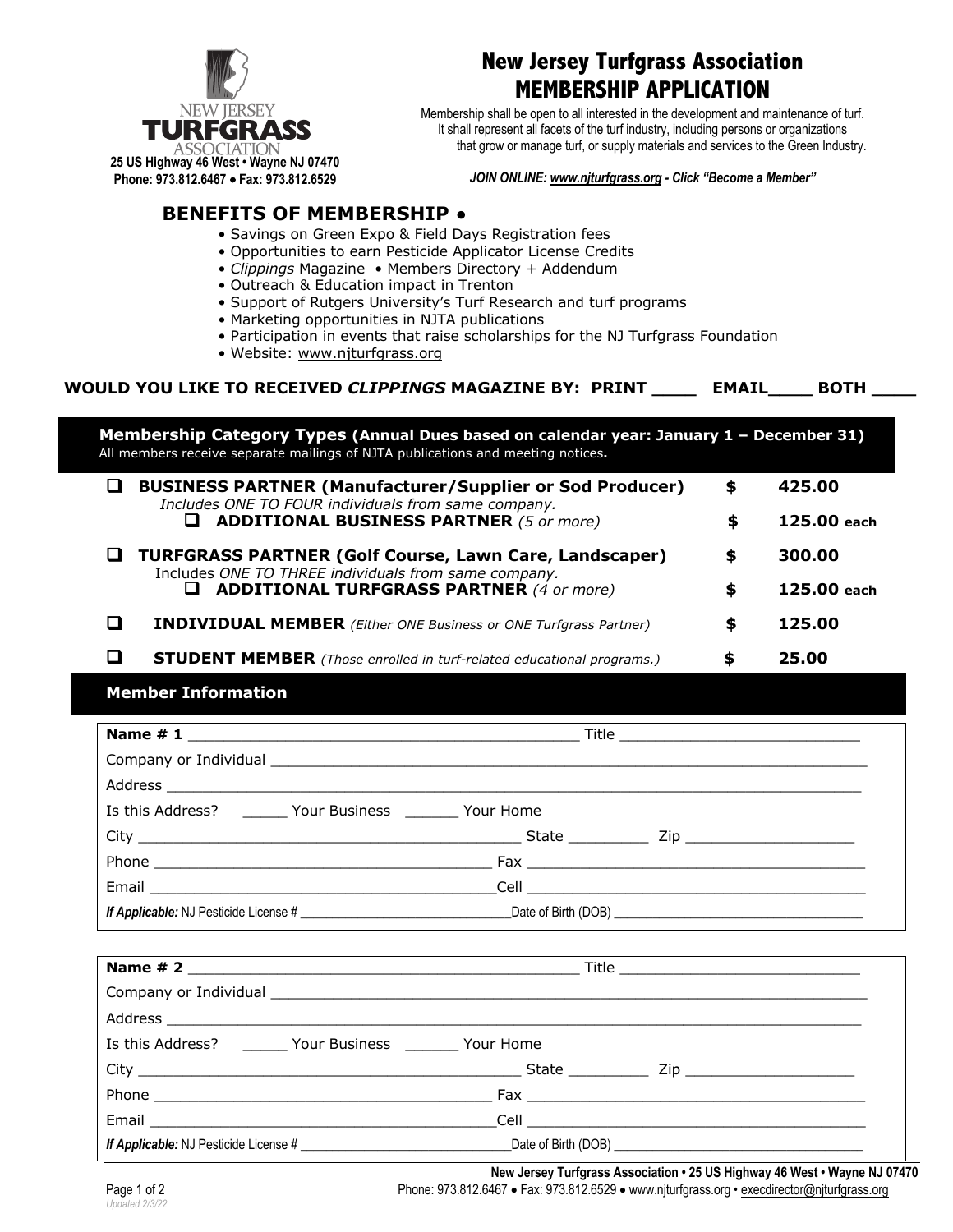NEW JERSEY TURFGRASS ASSOCIATION

25 US Highway 46 West • Wayne NJ 07470
Phone: 973.812.6467 • Fax: 973.812.6529

# New Jersey Turfgrass Association
# MEMBERSHIP APPLICATION

Membership shall be open to all interested in the development and maintenance of turf. It shall represent all facets of the turf industry, including persons or organizations that grow or manage turf, or supply materials and services to the Green Industry.

*JOIN ONLINE: www.njturfgrass.org - Click "Become a Member"*

## BENEFITS OF MEMBERSHIP •

- Savings on Green Expo & Field Days Registration fees
- Opportunities to earn Pesticide Applicator License Credits
- *Clippings* Magazine • Members Directory + Addendum
- Outreach & Education impact in Trenton
- Support of Rutgers University's Turf Research and turf programs
- Marketing opportunities in NJTA publications
- Participation in events that raise scholarships for the NJ Turfgrass Foundation
- Website: www.njturfgrass.org

**WOULD YOU LIKE TO RECEIVED *CLIPPINGS* MAGAZINE BY: PRINT ____ EMAIL____ BOTH ____**

## Membership Category Types (Annual Dues based on calendar year: January 1 – December 31)

All members receive separate mailings of NJTA publications and meeting notices.

| Category | | Amount |
|---|---|---|
| ☐ **BUSINESS PARTNER (Manufacturer/Supplier or Sod Producer)** *Includes ONE TO FOUR individuals from same company.* | $ | 425.00 |
| ☐ **ADDITIONAL BUSINESS PARTNER** *(5 or more)* | $ | 125.00 each |
| ☐ **TURFGRASS PARTNER (Golf Course, Lawn Care, Landscaper)** Includes *ONE TO THREE individuals from same company.* | $ | 300.00 |
| ☐ **ADDITIONAL TURFGRASS PARTNER** *(4 or more)* | $ | 125.00 each |
| ☐ **INDIVIDUAL MEMBER** *(Either ONE Business or ONE Turfgrass Partner)* | $ | 125.00 |
| ☐ **STUDENT MEMBER** *(Those enrolled in turf-related educational programs.)* | $ | 25.00 |

## Member Information

**Name # 1** ____________________________ Title ____________________

Company or Individual ____________________________________________

Address ________________________________________________________

Is this Address? _____ Your Business ______ Your Home

City ____________________________ State _________ Zip ______________

Phone __________________________ Fax ____________________________

Email __________________________ Cell ____________________________

***If Applicable:*** NJ Pesticide License # ____________________ Date of Birth (DOB) ____________________

**Name # 2** ____________________________ Title ____________________

Company or Individual ____________________________________________

Address ________________________________________________________

Is this Address? _____ Your Business ______ Your Home

City ____________________________ State _________ Zip ______________

Phone __________________________ Fax ____________________________

Email __________________________ Cell ____________________________

***If Applicable:*** NJ Pesticide License # ____________________ Date of Birth (DOB) ____________________

**New Jersey Turfgrass Association • 25 US Highway 46 West • Wayne NJ 07470**
Phone: 973.812.6467 • Fax: 973.812.6529 • www.njturfgrass.org • execdirector@njturfgrass.org

*Updated 2/3/22*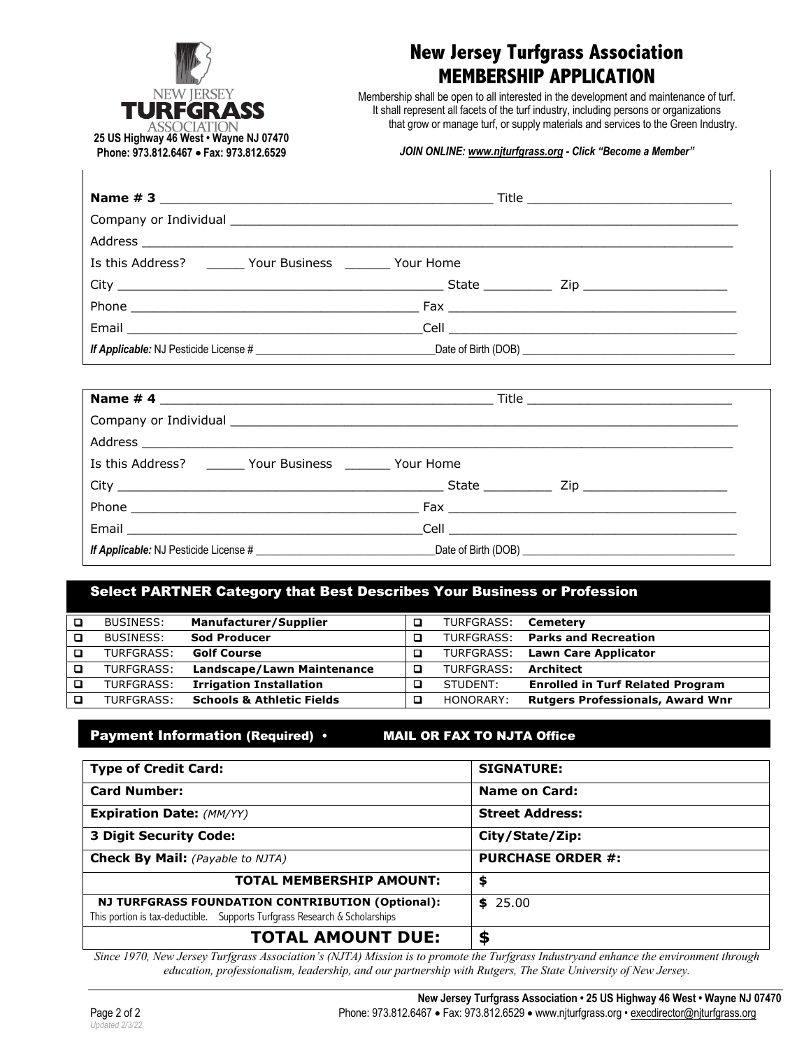NEW JERSEY TURFGRASS ASSOCIATION

25 US Highway 46 West • Wayne NJ 07470
Phone: 973.812.6467 • Fax: 973.812.6529

# New Jersey Turfgrass Association MEMBERSHIP APPLICATION

Membership shall be open to all interested in the development and maintenance of turf. It shall represent all facets of the turf industry, including persons or organizations that grow or manage turf, or supply materials and services to the Green Industry.

*JOIN ONLINE: www.njturfgrass.org - Click "Become a Member"*

**Name # 3** ____________________________________________ Title __________________________

Company or Individual ____________________________________________________________________

Address ______________________________________________________________________________

Is this Address? _____ Your Business ______ Your Home

City ____________________________________________ State _________ Zip ___________________

Phone _____________________________________ Fax ______________________________________

Email _____________________________________ Cell ______________________________________

***If Applicable:*** NJ Pesticide License # ______________________________ Date of Birth (DOB) ____________________________________

**Name # 4** ____________________________________________ Title __________________________

Company or Individual ____________________________________________________________________

Address ______________________________________________________________________________

Is this Address? _____ Your Business ______ Your Home

City ____________________________________________ State _________ Zip ___________________

Phone _____________________________________ Fax ______________________________________

Email _____________________________________ Cell ______________________________________

***If Applicable:*** NJ Pesticide License # ______________________________ Date of Birth (DOB) ____________________________________

## Select PARTNER Category that Best Describes Your Business or Profession

| | | | | | |
|---|---|---|---|---|---|
| ☐ | BUSINESS: | **Manufacturer/Supplier** | ☐ | TURFGRASS: | **Cemetery** |
| ☐ | BUSINESS: | **Sod Producer** | ☐ | TURFGRASS: | **Parks and Recreation** |
| ☐ | TURFGRASS: | **Golf Course** | ☐ | TURFGRASS: | **Lawn Care Applicator** |
| ☐ | TURFGRASS: | **Landscape/Lawn Maintenance** | ☐ | TURFGRASS: | **Architect** |
| ☐ | TURFGRASS: | **Irrigation Installation** | ☐ | STUDENT: | **Enrolled in Turf Related Program** |
| ☐ | TURFGRASS: | **Schools & Athletic Fields** | ☐ | HONORARY: | **Rutgers Professionals, Award Wnr** |

## Payment Information (Required) • MAIL OR FAX TO NJTA Office

| | |
|---|---|
| **Type of Credit Card:** | **SIGNATURE:** |
| **Card Number:** | **Name on Card:** |
| **Expiration Date:** *(MM/YY)* | **Street Address:** |
| **3 Digit Security Code:** | **City/State/Zip:** |
| **Check By Mail:** *(Payable to NJTA)* | **PURCHASE ORDER #:** |
| **TOTAL MEMBERSHIP AMOUNT:** | **$** |
| **NJ TURFGRASS FOUNDATION CONTRIBUTION (Optional):** This portion is tax-deductible. Supports Turfgrass Research & Scholarships | **$** 25.00 |
| **TOTAL AMOUNT DUE:** | **$** |

*Since 1970, New Jersey Turfgrass Association's (NJTA) Mission is to promote the Turfgrass Industryand enhance the environment through education, professionalism, leadership, and our partnership with Rutgers, The State University of New Jersey.*

New Jersey Turfgrass Association • 25 US Highway 46 West • Wayne NJ 07470
Phone: 973.812.6467 • Fax: 973.812.6529 • www.njturfgrass.org • execdirector@njturfgrass.org

*Updated 2/3/22*